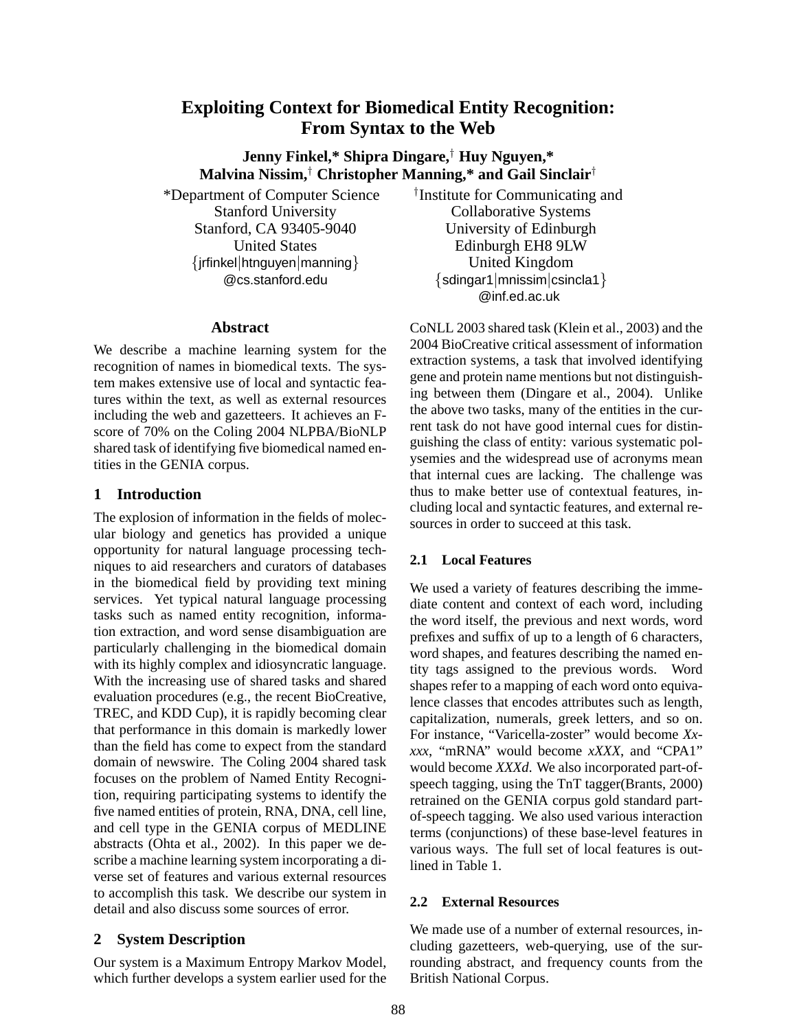# Exploiting Context for Biomedical Entity Recognition: From Syntax to the Web

**Jenny Finkel,\* Shipra Dingare,† Huy Nguyen,\***
**Malvina Nissim,† Christopher Manning,\* and Gail Sinclair†**

\*Department of Computer Science
Stanford University
Stanford, CA 93405-9040
United States
{jrfinkel|htnguyen|manning}
@cs.stanford.edu

†Institute for Communicating and
Collaborative Systems
University of Edinburgh
Edinburgh EH8 9LW
United Kingdom
{sdingar1|mnissim|csincla1}
@inf.ed.ac.uk

## Abstract

We describe a machine learning system for the recognition of names in biomedical texts. The system makes extensive use of local and syntactic features within the text, as well as external resources including the web and gazetteers. It achieves an F-score of 70% on the Coling 2004 NLPBA/BioNLP shared task of identifying five biomedical named entities in the GENIA corpus.

## 1 Introduction

The explosion of information in the fields of molecular biology and genetics has provided a unique opportunity for natural language processing techniques to aid researchers and curators of databases in the biomedical field by providing text mining services. Yet typical natural language processing tasks such as named entity recognition, information extraction, and word sense disambiguation are particularly challenging in the biomedical domain with its highly complex and idiosyncratic language. With the increasing use of shared tasks and shared evaluation procedures (e.g., the recent BioCreative, TREC, and KDD Cup), it is rapidly becoming clear that performance in this domain is markedly lower than the field has come to expect from the standard domain of newswire. The Coling 2004 shared task focuses on the problem of Named Entity Recognition, requiring participating systems to identify the five named entities of protein, RNA, DNA, cell line, and cell type in the GENIA corpus of MEDLINE abstracts (Ohta et al., 2002). In this paper we describe a machine learning system incorporating a diverse set of features and various external resources to accomplish this task. We describe our system in detail and also discuss some sources of error.

## 2 System Description

Our system is a Maximum Entropy Markov Model, which further develops a system earlier used for the CoNLL 2003 shared task (Klein et al., 2003) and the 2004 BioCreative critical assessment of information extraction systems, a task that involved identifying gene and protein name mentions but not distinguishing between them (Dingare et al., 2004). Unlike the above two tasks, many of the entities in the current task do not have good internal cues for distinguishing the class of entity: various systematic polysemies and the widespread use of acronyms mean that internal cues are lacking. The challenge was thus to make better use of contextual features, including local and syntactic features, and external resources in order to succeed at this task.

### 2.1 Local Features

We used a variety of features describing the immediate content and context of each word, including the word itself, the previous and next words, word prefixes and suffix of up to a length of 6 characters, word shapes, and features describing the named entity tags assigned to the previous words. Word shapes refer to a mapping of each word onto equivalence classes that encodes attributes such as length, capitalization, numerals, greek letters, and so on. For instance, "Varicella-zoster" would become *Xx-xxx*, "mRNA" would become *xXXX*, and "CPA1" would become *XXXd*. We also incorporated part-of-speech tagging, using the TnT tagger(Brants, 2000) retrained on the GENIA corpus gold standard part-of-speech tagging. We also used various interaction terms (conjunctions) of these base-level features in various ways. The full set of local features is outlined in Table 1.

### 2.2 External Resources

We made use of a number of external resources, including gazetteers, web-querying, use of the surrounding abstract, and frequency counts from the British National Corpus.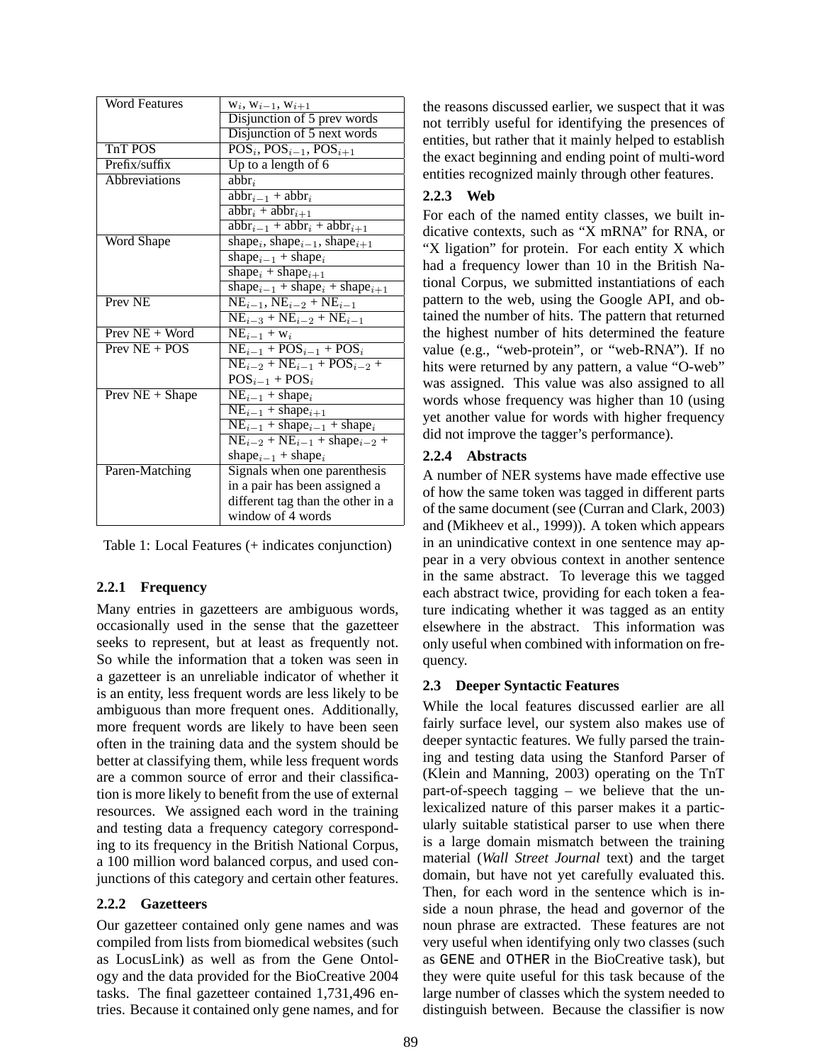| Word Features | $w_i$, $w_{i-1}$, $w_{i+1}$ |
| --- | --- |
| | Disjunction of 5 prev words |
| | Disjunction of 5 next words |
| TnT POS | $POS_i$, $POS_{i-1}$, $POS_{i+1}$ |
| Prefix/suffix | Up to a length of 6 |
| Abbreviations | $abbr_i$ |
| | $abbr_{i-1}$ + $abbr_i$ |
| | $abbr_i$ + $abbr_{i+1}$ |
| | $abbr_{i-1}$ + $abbr_i$ + $abbr_{i+1}$ |
| Word Shape | $shape_i$, $shape_{i-1}$, $shape_{i+1}$ |
| | $shape_{i-1}$ + $shape_i$ |
| | $shape_i$ + $shape_{i+1}$ |
| | $shape_{i-1}$ + $shape_i$ + $shape_{i+1}$ |
| Prev NE | $NE_{i-1}$, $NE_{i-2}$ + $NE_{i-1}$ |
| | $NE_{i-3}$ + $NE_{i-2}$ + $NE_{i-1}$ |
| Prev NE + Word | $NE_{i-1}$ + $w_i$ |
| Prev NE + POS | $NE_{i-1}$ + $POS_{i-1}$ + $POS_i$ |
| | $NE_{i-2}$ + $NE_{i-1}$ + $POS_{i-2}$ + $POS_{i-1}$ + $POS_i$ |
| Prev NE + Shape | $NE_{i-1}$ + $shape_i$ |
| | $NE_{i-1}$ + $shape_{i+1}$ |
| | $NE_{i-1}$ + $shape_{i-1}$ + $shape_i$ |
| | $NE_{i-2}$ + $NE_{i-1}$ + $shape_{i-2}$ + $shape_{i-1}$ + $shape_i$ |
| Paren-Matching | Signals when one parenthesis in a pair has been assigned a different tag than the other in a window of 4 words |

Table 1: Local Features (+ indicates conjunction)

### 2.2.1 Frequency

Many entries in gazetteers are ambiguous words, occasionally used in the sense that the gazetteer seeks to represent, but at least as frequently not. So while the information that a token was seen in a gazetteer is an unreliable indicator of whether it is an entity, less frequent words are less likely to be ambiguous than more frequent ones. Additionally, more frequent words are likely to have been seen often in the training data and the system should be better at classifying them, while less frequent words are a common source of error and their classification is more likely to benefit from the use of external resources. We assigned each word in the training and testing data a frequency category corresponding to its frequency in the British National Corpus, a 100 million word balanced corpus, and used conjunctions of this category and certain other features.

### 2.2.2 Gazetteers

Our gazetteer contained only gene names and was compiled from lists from biomedical websites (such as LocusLink) as well as from the Gene Ontology and the data provided for the BioCreative 2004 tasks. The final gazetteer contained 1,731,496 entries. Because it contained only gene names, and for the reasons discussed earlier, we suspect that it was not terribly useful for identifying the presences of entities, but rather that it mainly helped to establish the exact beginning and ending point of multi-word entities recognized mainly through other features.

### 2.2.3 Web

For each of the named entity classes, we built indicative contexts, such as "X mRNA" for RNA, or "X ligation" for protein. For each entity X which had a frequency lower than 10 in the British National Corpus, we submitted instantiations of each pattern to the web, using the Google API, and obtained the number of hits. The pattern that returned the highest number of hits determined the feature value (e.g., "web-protein", or "web-RNA"). If no hits were returned by any pattern, a value "O-web" was assigned. This value was also assigned to all words whose frequency was higher than 10 (using yet another value for words with higher frequency did not improve the tagger's performance).

### 2.2.4 Abstracts

A number of NER systems have made effective use of how the same token was tagged in different parts of the same document (see (Curran and Clark, 2003) and (Mikheev et al., 1999)). A token which appears in an unindicative context in one sentence may appear in a very obvious context in another sentence in the same abstract. To leverage this we tagged each abstract twice, providing for each token a feature indicating whether it was tagged as an entity elsewhere in the abstract. This information was only useful when combined with information on frequency.

## 2.3 Deeper Syntactic Features

While the local features discussed earlier are all fairly surface level, our system also makes use of deeper syntactic features. We fully parsed the training and testing data using the Stanford Parser of (Klein and Manning, 2003) operating on the TnT part-of-speech tagging – we believe that the unlexicalized nature of this parser makes it a particularly suitable statistical parser to use when there is a large domain mismatch between the training material (*Wall Street Journal* text) and the target domain, but have not yet carefully evaluated this. Then, for each word in the sentence which is inside a noun phrase, the head and governor of the noun phrase are extracted. These features are not very useful when identifying only two classes (such as GENE and OTHER in the BioCreative task), but they were quite useful for this task because of the large number of classes which the system needed to distinguish between. Because the classifier is now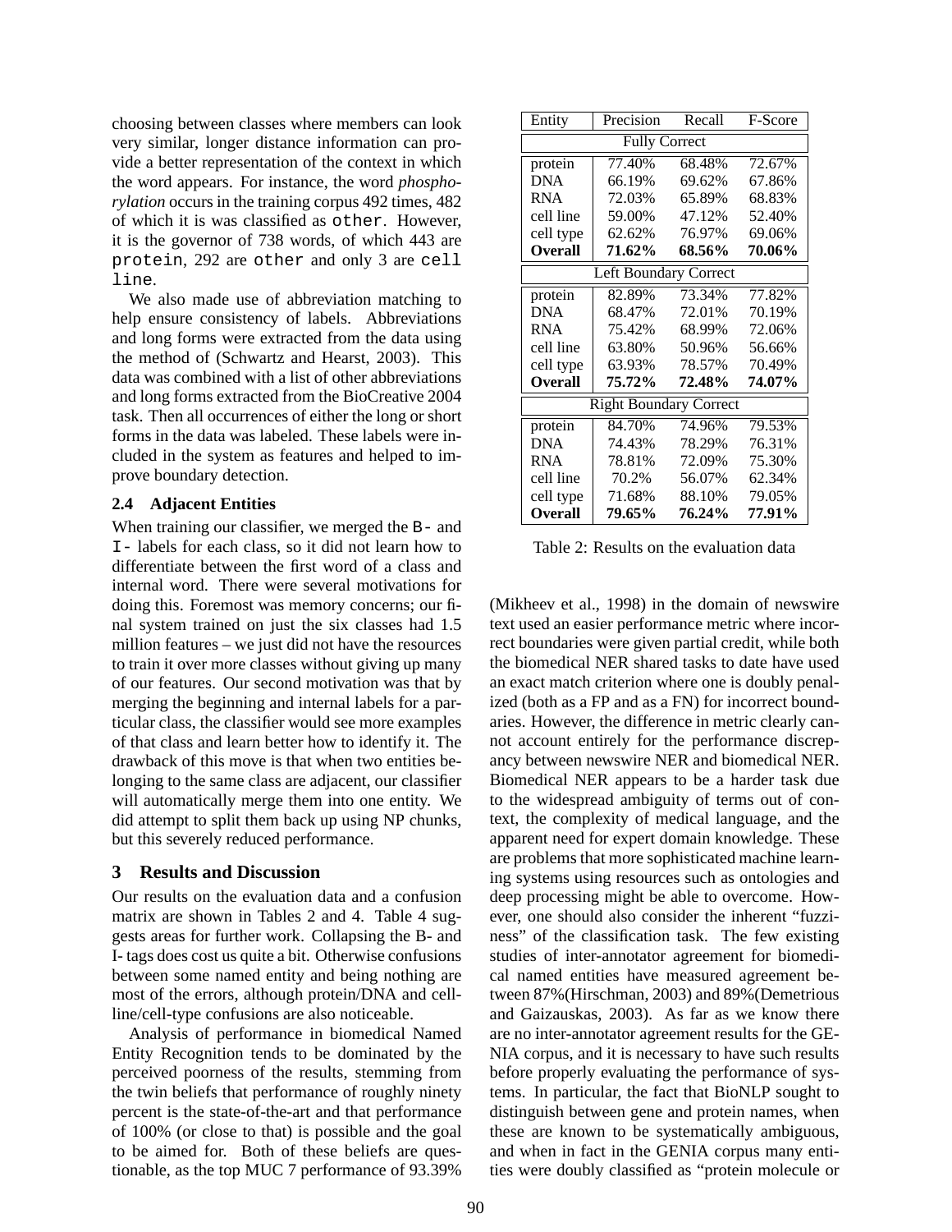choosing between classes where members can look very similar, longer distance information can provide a better representation of the context in which the word appears. For instance, the word *phosphorylation* occurs in the training corpus 492 times, 482 of which it is was classified as `other`. However, it is the governor of 738 words, of which 443 are `protein`, 292 are `other` and only 3 are `cell line`.

We also made use of abbreviation matching to help ensure consistency of labels. Abbreviations and long forms were extracted from the data using the method of (Schwartz and Hearst, 2003). This data was combined with a list of other abbreviations and long forms extracted from the BioCreative 2004 task. Then all occurrences of either the long or short forms in the data was labeled. These labels were included in the system as features and helped to improve boundary detection.

### 2.4 Adjacent Entities

When training our classifier, we merged the `B-` and `I-` labels for each class, so it did not learn how to differentiate between the first word of a class and internal word. There were several motivations for doing this. Foremost was memory concerns; our final system trained on just the six classes had 1.5 million features – we just did not have the resources to train it over more classes without giving up many of our features. Our second motivation was that by merging the beginning and internal labels for a particular class, the classifier would see more examples of that class and learn better how to identify it. The drawback of this move is that when two entities belonging to the same class are adjacent, our classifier will automatically merge them into one entity. We did attempt to split them back up using NP chunks, but this severely reduced performance.

## 3 Results and Discussion

Our results on the evaluation data and a confusion matrix are shown in Tables 2 and 4. Table 4 suggests areas for further work. Collapsing the B- and I- tags does cost us quite a bit. Otherwise confusions between some named entity and being nothing are most of the errors, although protein/DNA and cell-line/cell-type confusions are also noticeable.

Analysis of performance in biomedical Named Entity Recognition tends to be dominated by the perceived poorness of the results, stemming from the twin beliefs that performance of roughly ninety percent is the state-of-the-art and that performance of 100% (or close to that) is possible and the goal to be aimed for. Both of these beliefs are questionable, as the top MUC 7 performance of 93.39% (Mikheev et al., 1998) in the domain of newswire text used an easier performance metric where incorrect boundaries were given partial credit, while both the biomedical NER shared tasks to date have used an exact match criterion where one is doubly penalized (both as a FP and as a FN) for incorrect boundaries. However, the difference in metric clearly cannot account entirely for the performance discrepancy between newswire NER and biomedical NER. Biomedical NER appears to be a harder task due to the widespread ambiguity of terms out of context, the complexity of medical language, and the apparent need for expert domain knowledge. These are problems that more sophisticated machine learning systems using resources such as ontologies and deep processing might be able to overcome. However, one should also consider the inherent "fuzziness" of the classification task. The few existing studies of inter-annotator agreement for biomedical named entities have measured agreement between 87%(Hirschman, 2003) and 89%(Demetrious and Gaizauskas, 2003). As far as we know there are no inter-annotator agreement results for the GENIA corpus, and it is necessary to have such results before properly evaluating the performance of systems. In particular, the fact that BioNLP sought to distinguish between gene and protein names, when these are known to be systematically ambiguous, and when in fact in the GENIA corpus many entities were doubly classified as "protein molecule or

| Entity | Precision | Recall | F-Score |
|---|---|---|---|
| Fully Correct | | | |
| protein | 77.40% | 68.48% | 72.67% |
| DNA | 66.19% | 69.62% | 67.86% |
| RNA | 72.03% | 65.89% | 68.83% |
| cell line | 59.00% | 47.12% | 52.40% |
| cell type | 62.62% | 76.97% | 69.06% |
| **Overall** | **71.62%** | **68.56%** | **70.06%** |
| Left Boundary Correct | | | |
| protein | 82.89% | 73.34% | 77.82% |
| DNA | 68.47% | 72.01% | 70.19% |
| RNA | 75.42% | 68.99% | 72.06% |
| cell line | 63.80% | 50.96% | 56.66% |
| cell type | 63.93% | 78.57% | 70.49% |
| **Overall** | **75.72%** | **72.48%** | **74.07%** |
| Right Boundary Correct | | | |
| protein | 84.70% | 74.96% | 79.53% |
| DNA | 74.43% | 78.29% | 76.31% |
| RNA | 78.81% | 72.09% | 75.30% |
| cell line | 70.2% | 56.07% | 62.34% |
| cell type | 71.68% | 88.10% | 79.05% |
| **Overall** | **79.65%** | **76.24%** | **77.91%** |

Table 2: Results on the evaluation data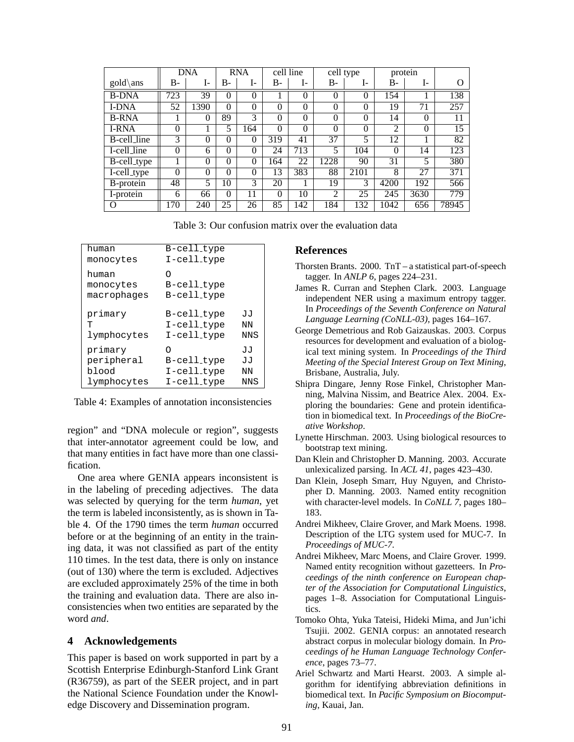| | DNA | | RNA | | cell line | | cell type | | protein | | |
|---|---|---|---|---|---|---|---|---|---|---|---|
| gold\ans | B- | I- | B- | I- | B- | I- | B- | I- | B- | I- | O |
| B-DNA | 723 | 39 | 0 | 0 | 1 | 0 | 0 | 0 | 154 | 1 | 138 |
| I-DNA | 52 | 1390 | 0 | 0 | 0 | 0 | 0 | 0 | 19 | 71 | 257 |
| B-RNA | 1 | 0 | 89 | 3 | 0 | 0 | 0 | 0 | 14 | 0 | 11 |
| I-RNA | 0 | 1 | 5 | 164 | 0 | 0 | 0 | 0 | 2 | 0 | 15 |
| B-cell_line | 3 | 0 | 0 | 0 | 319 | 41 | 37 | 5 | 12 | 1 | 82 |
| I-cell_line | 0 | 6 | 0 | 0 | 24 | 713 | 5 | 104 | 0 | 14 | 123 |
| B-cell_type | 1 | 0 | 0 | 0 | 164 | 22 | 1228 | 90 | 31 | 5 | 380 |
| I-cell_type | 0 | 0 | 0 | 0 | 13 | 383 | 88 | 2101 | 8 | 27 | 371 |
| B-protein | 48 | 5 | 10 | 3 | 20 | 1 | 19 | 3 | 4200 | 192 | 566 |
| I-protein | 6 | 66 | 0 | 11 | 0 | 10 | 2 | 25 | 245 | 3630 | 779 |
| O | 170 | 240 | 25 | 26 | 85 | 142 | 184 | 132 | 1042 | 656 | 78945 |

Table 3: Our confusion matrix over the evaluation data

| | | |
|---|---|---|
| human | B-cell_type | |
| monocytes | I-cell_type | |
| human | O | |
| monocytes | B-cell_type | |
| macrophages | B-cell_type | |
| primary | B-cell_type | JJ |
| T | I-cell_type | NN |
| lymphocytes | I-cell_type | NNS |
| primary | O | JJ |
| peripheral | B-cell_type | JJ |
| blood | I-cell_type | NN |
| lymphocytes | I-cell_type | NNS |

Table 4: Examples of annotation inconsistencies

region" and "DNA molecule or region", suggests that inter-annotator agreement could be low, and that many entities in fact have more than one classification.

One area where GENIA appears inconsistent is in the labeling of preceding adjectives. The data was selected by querying for the term *human*, yet the term is labeled inconsistently, as is shown in Table 4. Of the 1790 times the term *human* occurred before or at the beginning of an entity in the training data, it was not classified as part of the entity 110 times. In the test data, there is only on instance (out of 130) where the term is excluded. Adjectives are excluded approximately 25% of the time in both the training and evaluation data. There are also inconsistencies when two entities are separated by the word *and*.

## 4 Acknowledgements

This paper is based on work supported in part by a Scottish Enterprise Edinburgh-Stanford Link Grant (R36759), as part of the SEER project, and in part the National Science Foundation under the Knowledge Discovery and Dissemination program.

## References

Thorsten Brants. 2000. TnT – a statistical part-of-speech tagger. In *ANLP 6*, pages 224–231.

James R. Curran and Stephen Clark. 2003. Language independent NER using a maximum entropy tagger. In *Proceedings of the Seventh Conference on Natural Language Learning (CoNLL-03)*, pages 164–167.

George Demetrious and Rob Gaizauskas. 2003. Corpus resources for development and evaluation of a biological text mining system. In *Proceedings of the Third Meeting of the Special Interest Group on Text Mining*, Brisbane, Australia, July.

Shipra Dingare, Jenny Rose Finkel, Christopher Manning, Malvina Nissim, and Beatrice Alex. 2004. Exploring the boundaries: Gene and protein identification in biomedical text. In *Proceedings of the BioCreative Workshop*.

Lynette Hirschman. 2003. Using biological resources to bootstrap text mining.

Dan Klein and Christopher D. Manning. 2003. Accurate unlexicalized parsing. In *ACL 41*, pages 423–430.

Dan Klein, Joseph Smarr, Huy Nguyen, and Christopher D. Manning. 2003. Named entity recognition with character-level models. In *CoNLL 7*, pages 180–183.

Andrei Mikheev, Claire Grover, and Mark Moens. 1998. Description of the LTG system used for MUC-7. In *Proceedings of MUC-7*.

Andrei Mikheev, Marc Moens, and Claire Grover. 1999. Named entity recognition without gazetteers. In *Proceedings of the ninth conference on European chapter of the Association for Computational Linguistics*, pages 1–8. Association for Computational Linguistics.

Tomoko Ohta, Yuka Tateisi, Hideki Mima, and Jun'ichi Tsujii. 2002. GENIA corpus: an annotated research abstract corpus in molecular biology domain. In *Proceedings of he Human Language Technology Conference*, pages 73–77.

Ariel Schwartz and Marti Hearst. 2003. A simple algorithm for identifying abbreviation definitions in biomedical text. In *Pacific Symposium on Biocomputing*, Kauai, Jan.